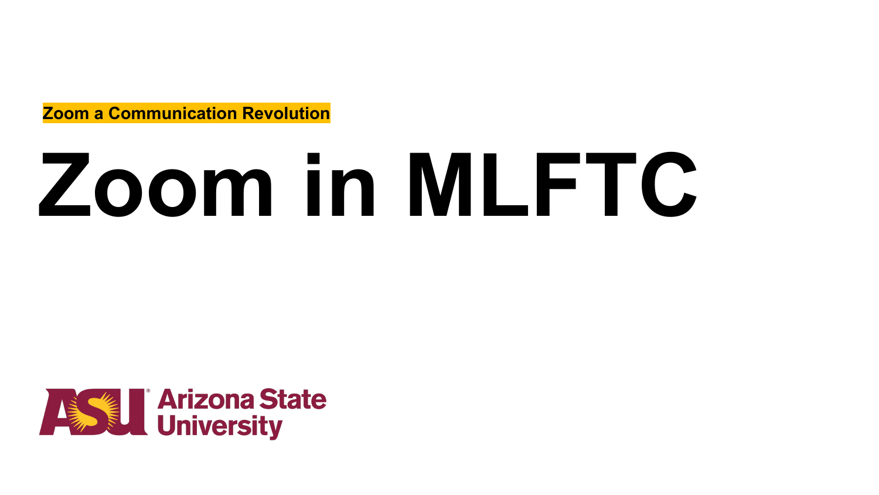**Zoom a Communication Revolution**

# Zoom in MLFTC

Arizona State University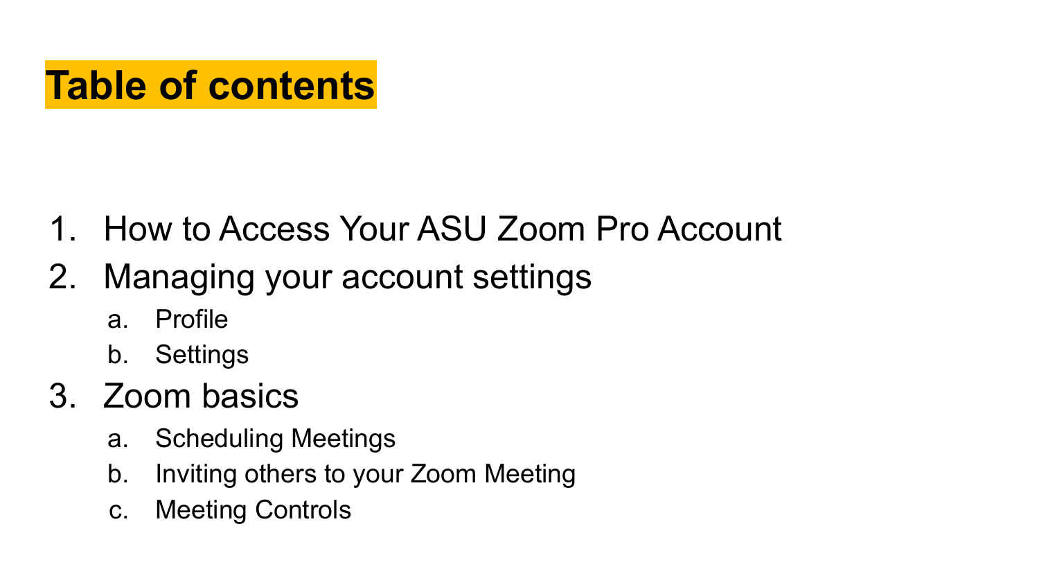# Table of contents

1. How to Access Your ASU Zoom Pro Account
2. Managing your account settings
    a. Profile
    b. Settings
3. Zoom basics
    a. Scheduling Meetings
    b. Inviting others to your Zoom Meeting
    c. Meeting Controls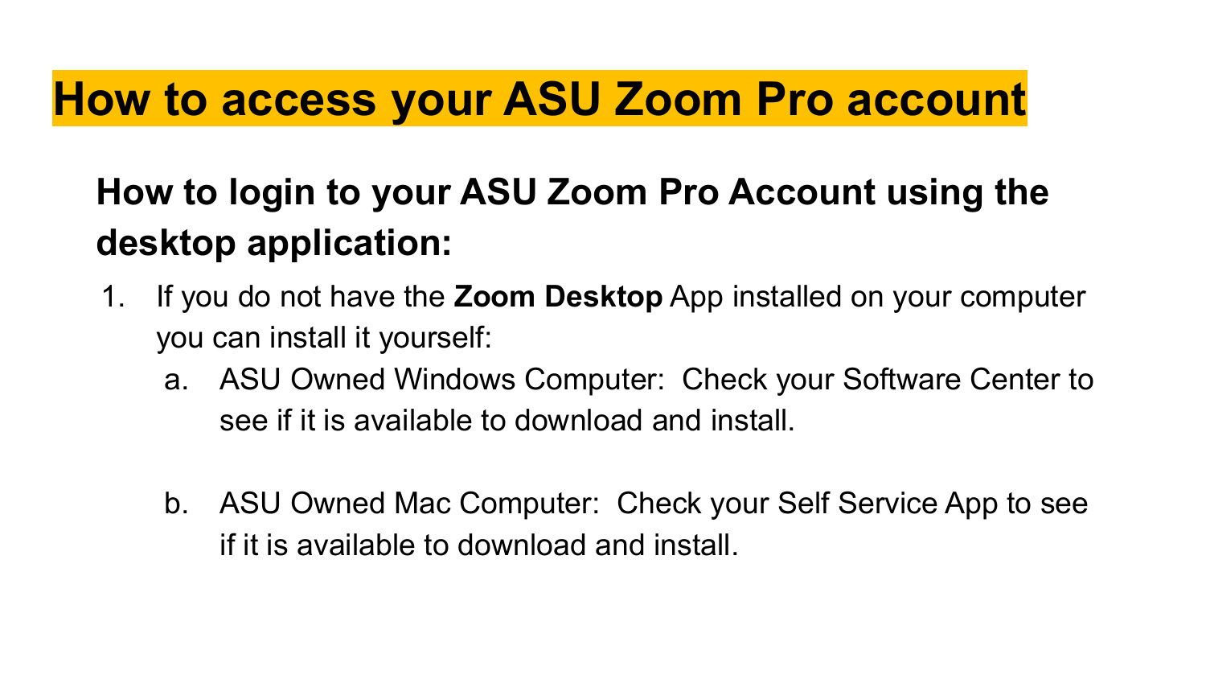# How to access your ASU Zoom Pro account

## How to login to your ASU Zoom Pro Account using the desktop application:

1. If you do not have the **Zoom Desktop** App installed on your computer you can install it yourself:
   a. ASU Owned Windows Computer: Check your Software Center to see if it is available to download and install.

   b. ASU Owned Mac Computer: Check your Self Service App to see if it is available to download and install.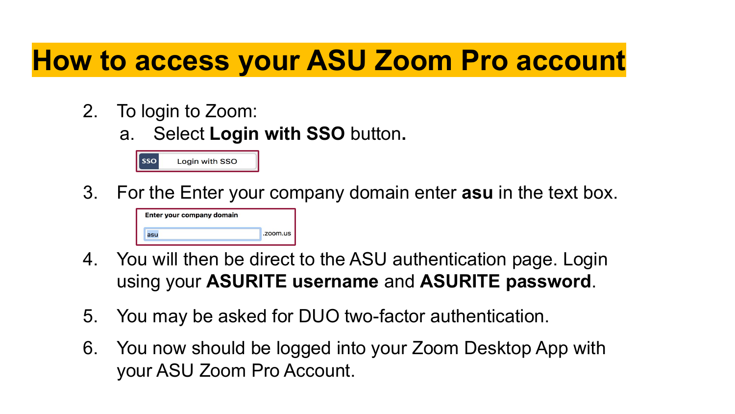# How to access your ASU Zoom Pro account

2. To login to Zoom:
   a. Select **Login with SSO** button**.**

   SSO Login with SSO

3. For the Enter your company domain enter **asu** in the text box.

   Enter your company domain
   asu .zoom.us

4. You will then be direct to the ASU authentication page. Login using your **ASURITE username** and **ASURITE password**.

5. You may be asked for DUO two-factor authentication.

6. You now should be logged into your Zoom Desktop App with your ASU Zoom Pro Account.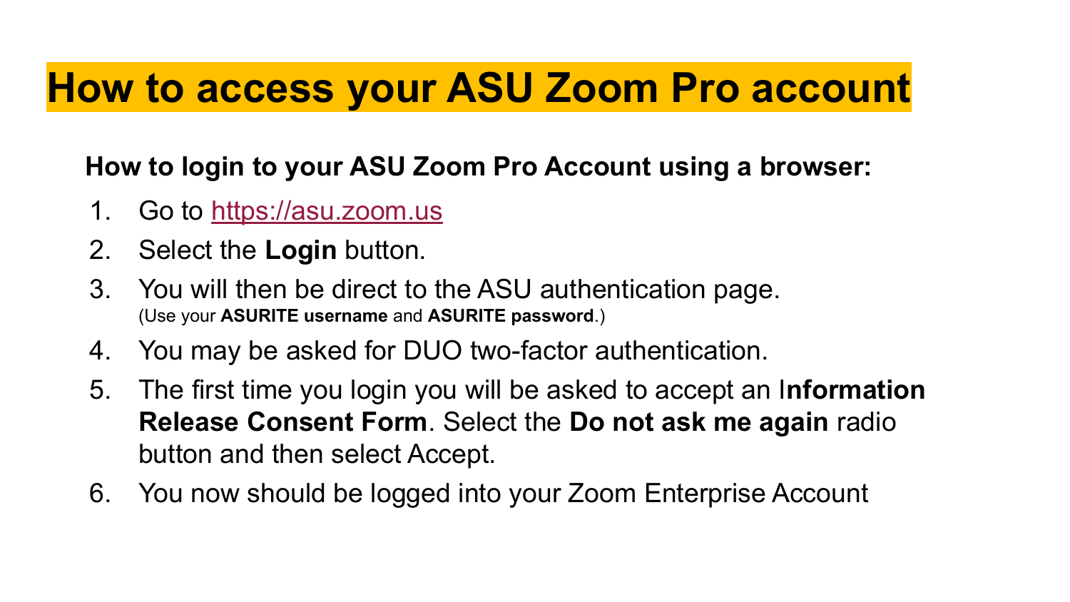# How to access your ASU Zoom Pro account

**How to login to your ASU Zoom Pro Account using a browser:**

1. Go to [https://asu.zoom.us](https://asu.zoom.us)
2. Select the **Login** button.
3. You will then be direct to the ASU authentication page.
   (Use your **ASURITE username** and **ASURITE password**.)
4. You may be asked for DUO two-factor authentication.
5. The first time you login you will be asked to accept an I**nformation Release Consent Form**. Select the **Do not ask me again** radio button and then select Accept.
6. You now should be logged into your Zoom Enterprise Account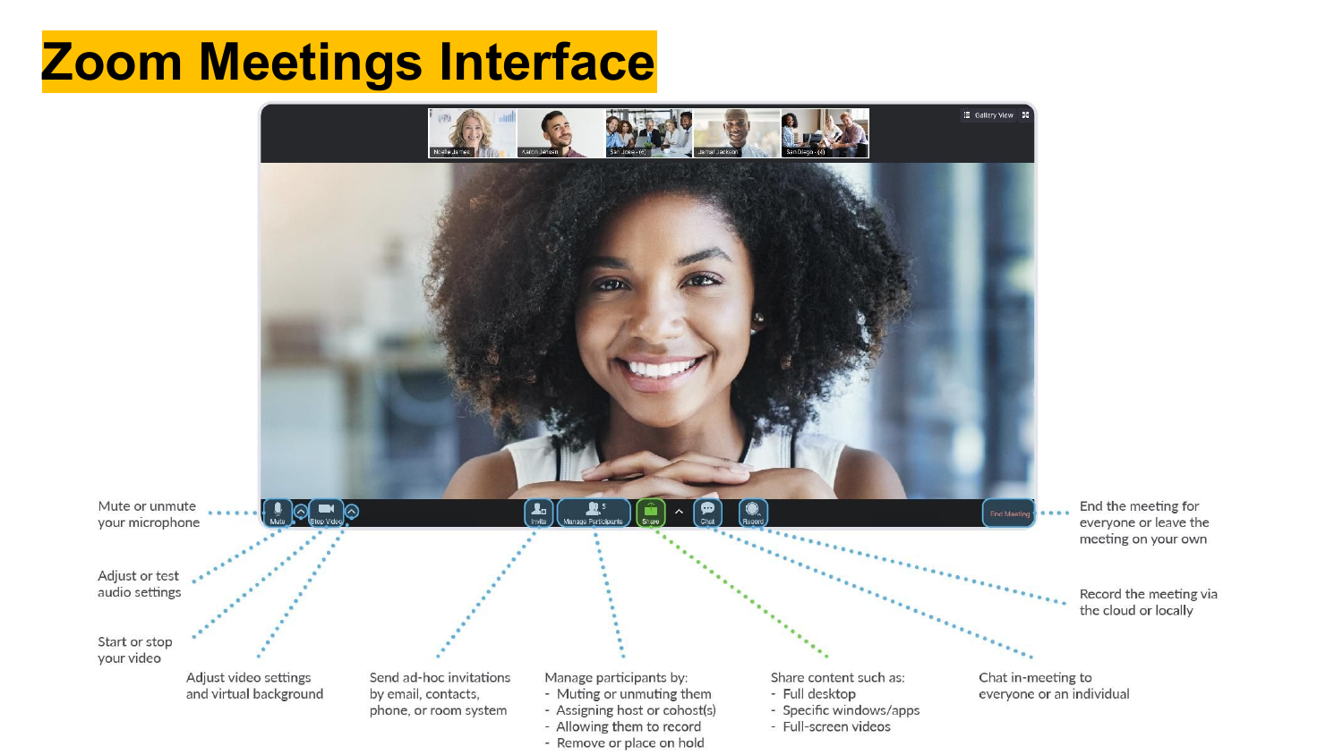# Zoom Meetings Interface

Mute or unmute your microphone

Adjust or test audio settings

Start or stop your video

Adjust video settings and virtual background

Send ad-hoc invitations by email, contacts, phone, or room system

Manage participants by:
- Muting or unmuting them
- Assigning host or cohost(s)
- Allowing them to record
- Remove or place on hold

Share content such as:
- Full desktop
- Specific windows/apps
- Full-screen videos

Chat in-meeting to everyone or an individual

Record the meeting via the cloud or locally

End the meeting for everyone or leave the meeting on your own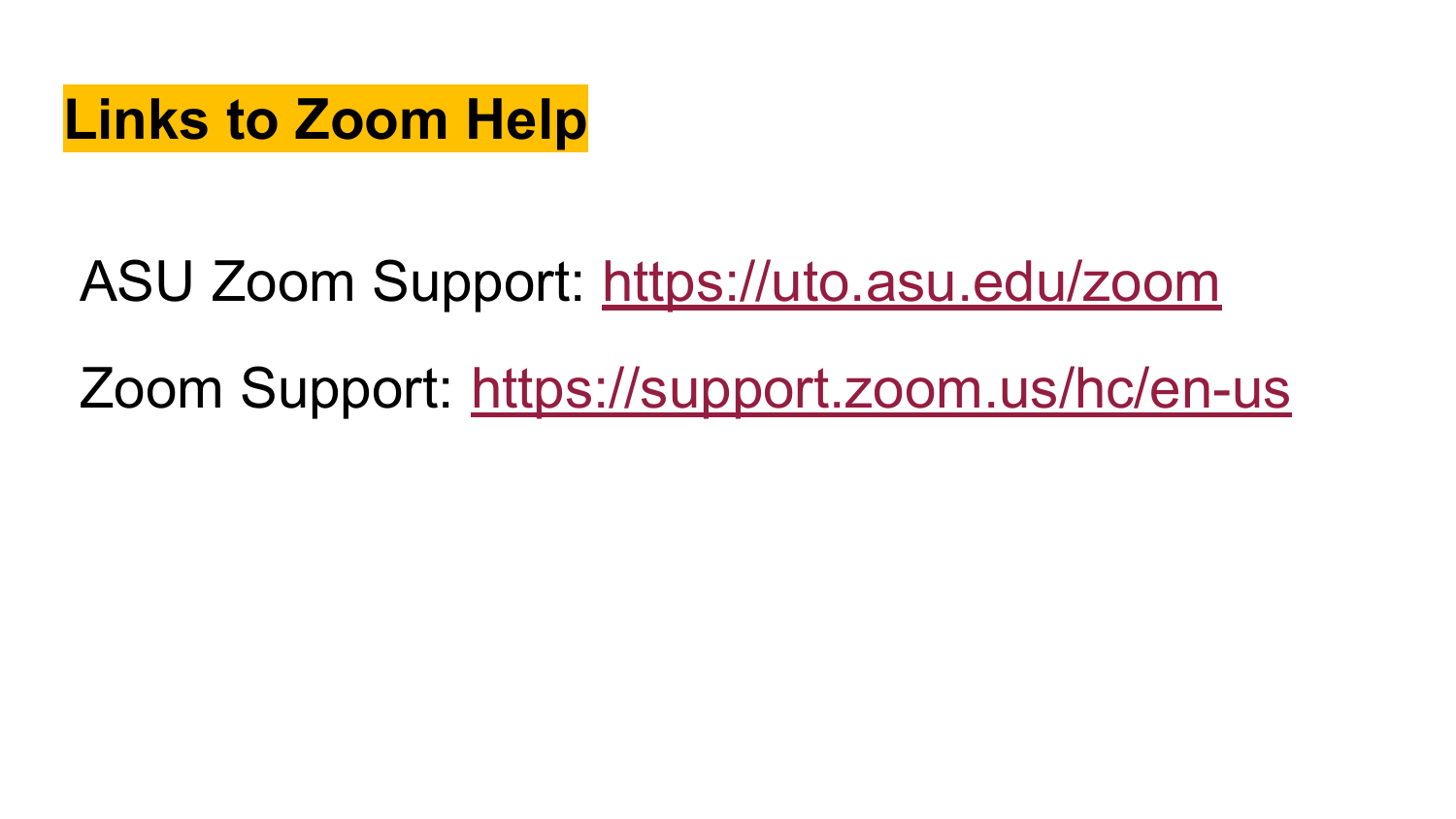# Links to Zoom Help

ASU Zoom Support: https://uto.asu.edu/zoom

Zoom Support: https://support.zoom.us/hc/en-us